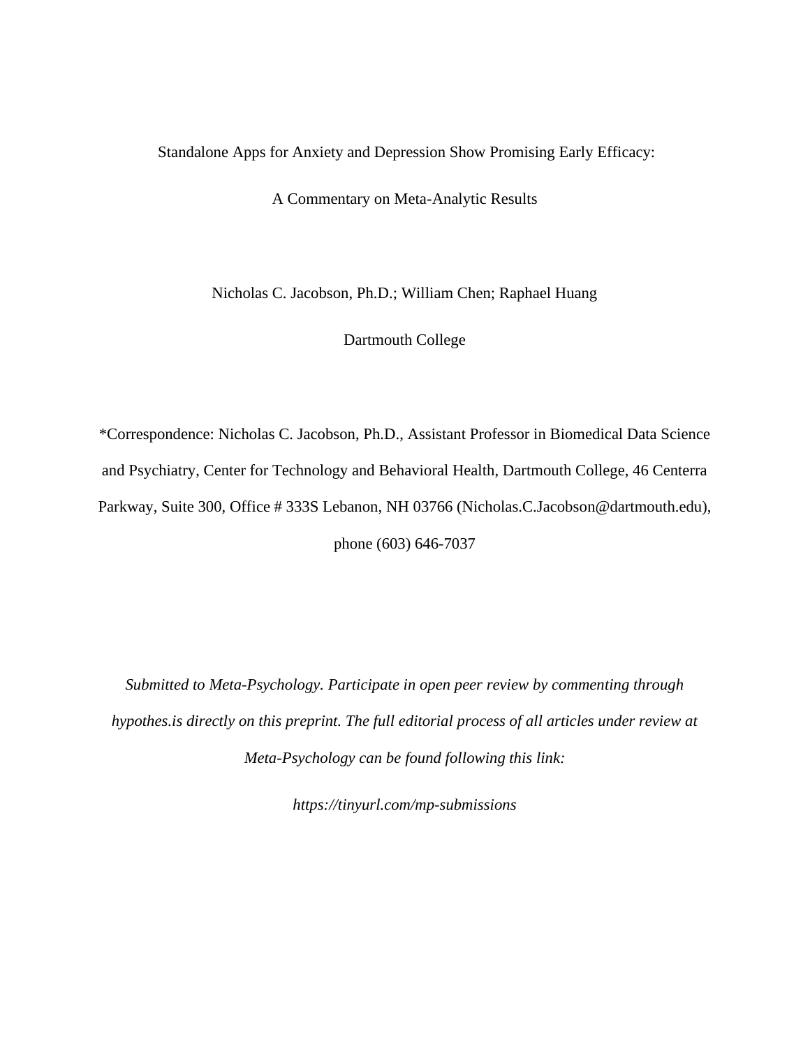# Standalone Apps for Anxiety and Depression Show Promising Early Efficacy:

# A Commentary on Meta-Analytic Results

Nicholas C. Jacobson, Ph.D.; William Chen; Raphael Huang

Dartmouth College

*Correspondence: Nicholas C. Jacobson, Ph.D., Assistant Professor in Biomedical Data Science and Psychiatry, Center for Technology and Behavioral Health, Dartmouth College, 46 Centerra Parkway, Suite 300, Office # 333S Lebanon, NH 03766 (Nicholas.C.Jacobson@dartmouth.edu), phone (603) 646-7037

*Submitted to Meta-Psychology. Participate in open peer review by commenting through hypothes.is directly on this preprint. The full editorial process of all articles under review at Meta-Psychology can be found following this link:*

*https://tinyurl.com/mp-submissions*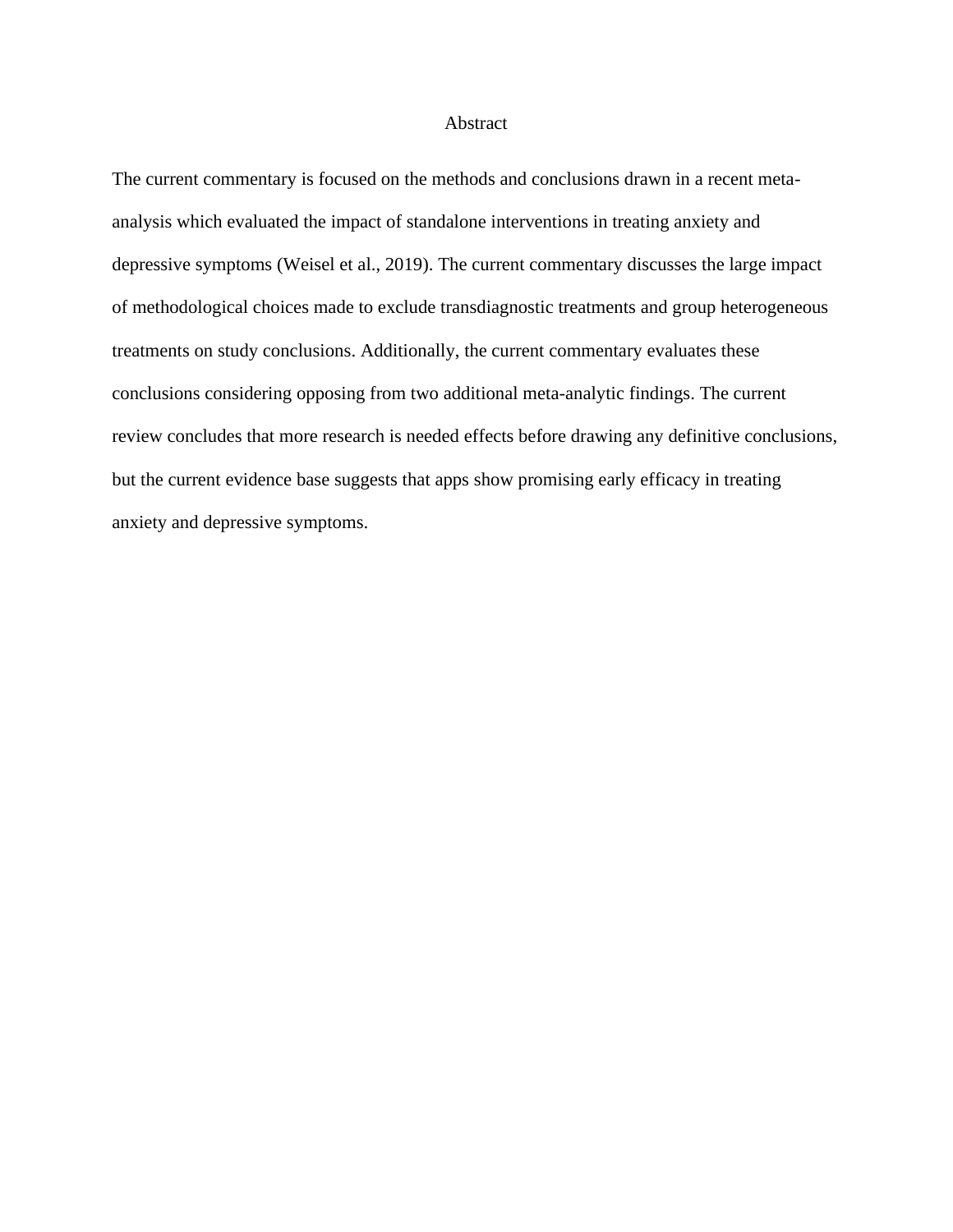# Abstract

The current commentary is focused on the methods and conclusions drawn in a recent meta-analysis which evaluated the impact of standalone interventions in treating anxiety and depressive symptoms (Weisel et al., 2019). The current commentary discusses the large impact of methodological choices made to exclude transdiagnostic treatments and group heterogeneous treatments on study conclusions. Additionally, the current commentary evaluates these conclusions considering opposing from two additional meta-analytic findings. The current review concludes that more research is needed effects before drawing any definitive conclusions, but the current evidence base suggests that apps show promising early efficacy in treating anxiety and depressive symptoms.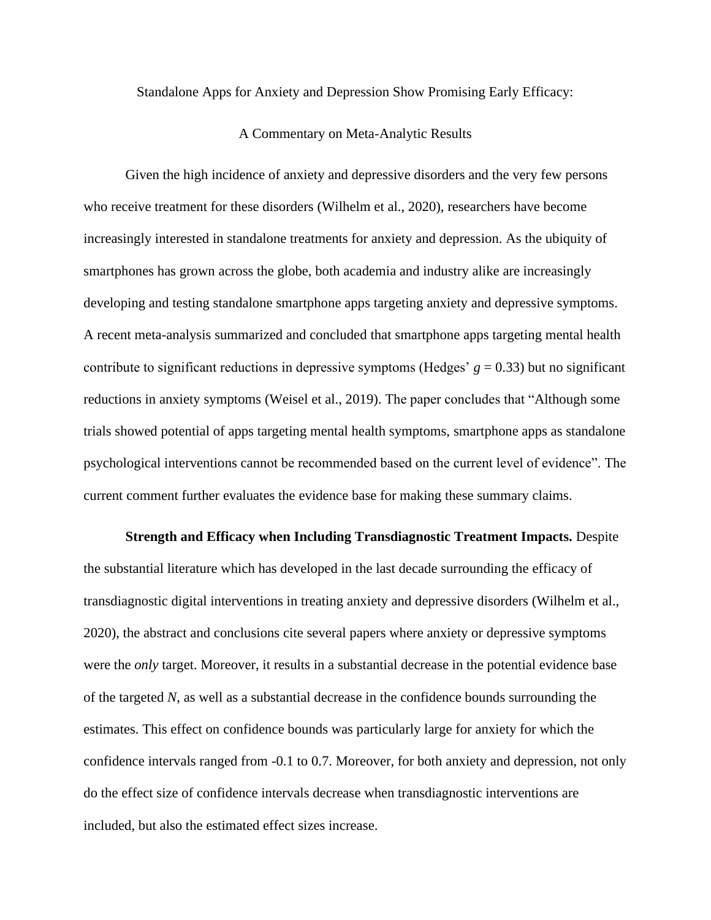Standalone Apps for Anxiety and Depression Show Promising Early Efficacy:

A Commentary on Meta-Analytic Results

Given the high incidence of anxiety and depressive disorders and the very few persons who receive treatment for these disorders (Wilhelm et al., 2020), researchers have become increasingly interested in standalone treatments for anxiety and depression. As the ubiquity of smartphones has grown across the globe, both academia and industry alike are increasingly developing and testing standalone smartphone apps targeting anxiety and depressive symptoms. A recent meta-analysis summarized and concluded that smartphone apps targeting mental health contribute to significant reductions in depressive symptoms (Hedges' $g = 0.33$) but no significant reductions in anxiety symptoms (Weisel et al., 2019). The paper concludes that "Although some trials showed potential of apps targeting mental health symptoms, smartphone apps as standalone psychological interventions cannot be recommended based on the current level of evidence". The current comment further evaluates the evidence base for making these summary claims.

**Strength and Efficacy when Including Transdiagnostic Treatment Impacts.** Despite the substantial literature which has developed in the last decade surrounding the efficacy of transdiagnostic digital interventions in treating anxiety and depressive disorders (Wilhelm et al., 2020), the abstract and conclusions cite several papers where anxiety or depressive symptoms were the *only* target. Moreover, it results in a substantial decrease in the potential evidence base of the targeted *N*, as well as a substantial decrease in the confidence bounds surrounding the estimates. This effect on confidence bounds was particularly large for anxiety for which the confidence intervals ranged from -0.1 to 0.7. Moreover, for both anxiety and depression, not only do the effect size of confidence intervals decrease when transdiagnostic interventions are included, but also the estimated effect sizes increase.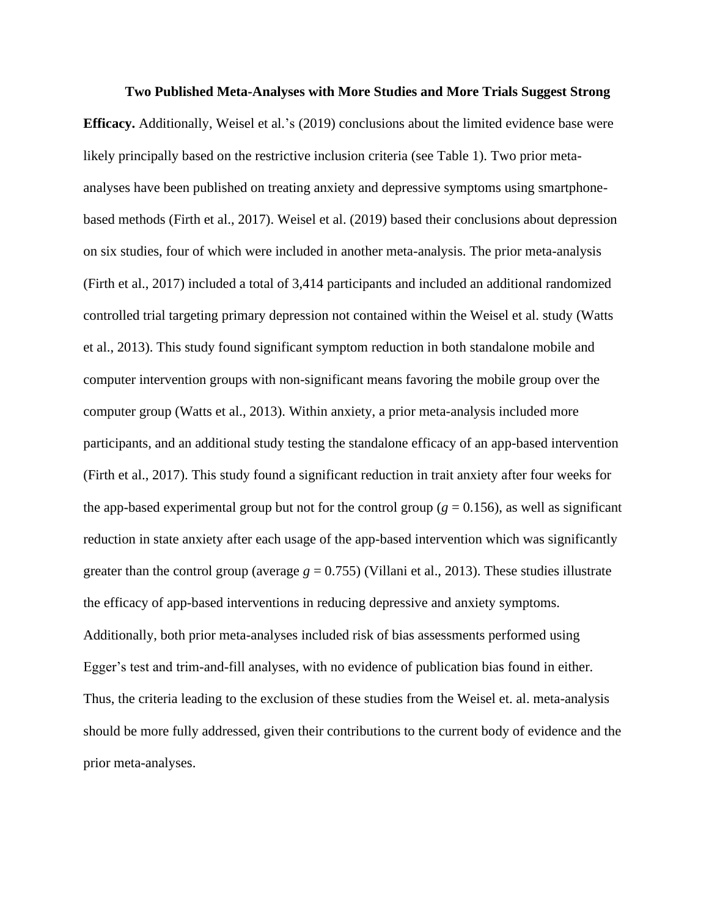**Two Published Meta-Analyses with More Studies and More Trials Suggest Strong Efficacy.** Additionally, Weisel et al.'s (2019) conclusions about the limited evidence base were likely principally based on the restrictive inclusion criteria (see Table 1). Two prior meta-analyses have been published on treating anxiety and depressive symptoms using smartphone-based methods (Firth et al., 2017). Weisel et al. (2019) based their conclusions about depression on six studies, four of which were included in another meta-analysis. The prior meta-analysis (Firth et al., 2017) included a total of 3,414 participants and included an additional randomized controlled trial targeting primary depression not contained within the Weisel et al. study (Watts et al., 2013). This study found significant symptom reduction in both standalone mobile and computer intervention groups with non-significant means favoring the mobile group over the computer group (Watts et al., 2013). Within anxiety, a prior meta-analysis included more participants, and an additional study testing the standalone efficacy of an app-based intervention (Firth et al., 2017). This study found a significant reduction in trait anxiety after four weeks for the app-based experimental group but not for the control group ($g = 0.156$), as well as significant reduction in state anxiety after each usage of the app-based intervention which was significantly greater than the control group (average $g = 0.755$) (Villani et al., 2013). These studies illustrate the efficacy of app-based interventions in reducing depressive and anxiety symptoms. Additionally, both prior meta-analyses included risk of bias assessments performed using Egger's test and trim-and-fill analyses, with no evidence of publication bias found in either. Thus, the criteria leading to the exclusion of these studies from the Weisel et. al. meta-analysis should be more fully addressed, given their contributions to the current body of evidence and the prior meta-analyses.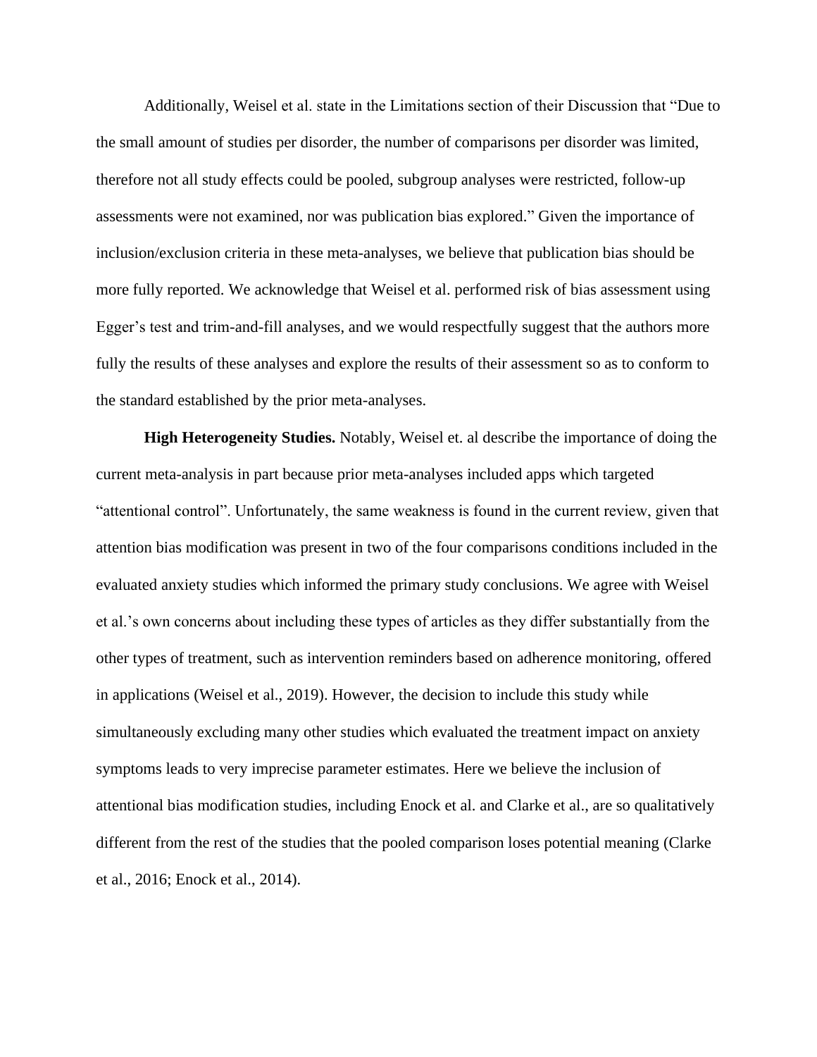Additionally, Weisel et al. state in the Limitations section of their Discussion that "Due to the small amount of studies per disorder, the number of comparisons per disorder was limited, therefore not all study effects could be pooled, subgroup analyses were restricted, follow-up assessments were not examined, nor was publication bias explored." Given the importance of inclusion/exclusion criteria in these meta-analyses, we believe that publication bias should be more fully reported. We acknowledge that Weisel et al. performed risk of bias assessment using Egger's test and trim-and-fill analyses, and we would respectfully suggest that the authors more fully the results of these analyses and explore the results of their assessment so as to conform to the standard established by the prior meta-analyses.

**High Heterogeneity Studies.** Notably, Weisel et. al describe the importance of doing the current meta-analysis in part because prior meta-analyses included apps which targeted "attentional control". Unfortunately, the same weakness is found in the current review, given that attention bias modification was present in two of the four comparisons conditions included in the evaluated anxiety studies which informed the primary study conclusions. We agree with Weisel et al.'s own concerns about including these types of articles as they differ substantially from the other types of treatment, such as intervention reminders based on adherence monitoring, offered in applications (Weisel et al., 2019). However, the decision to include this study while simultaneously excluding many other studies which evaluated the treatment impact on anxiety symptoms leads to very imprecise parameter estimates. Here we believe the inclusion of attentional bias modification studies, including Enock et al. and Clarke et al., are so qualitatively different from the rest of the studies that the pooled comparison loses potential meaning (Clarke et al., 2016; Enock et al., 2014).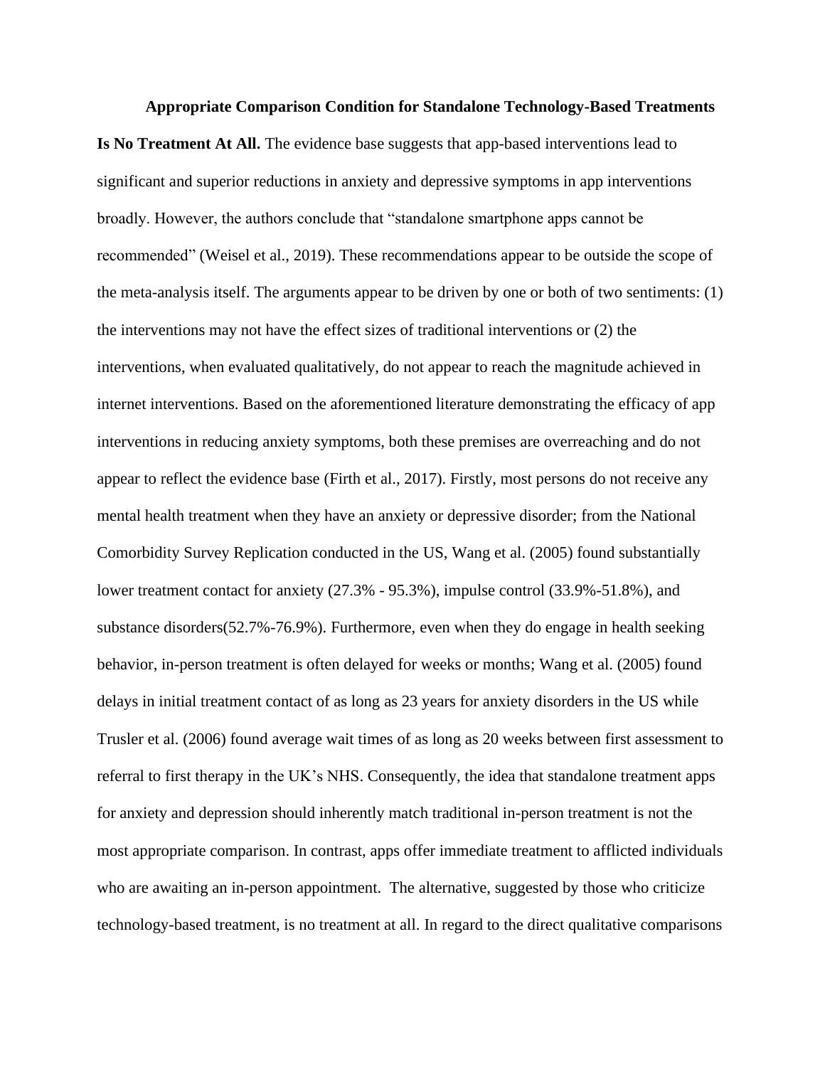**Appropriate Comparison Condition for Standalone Technology-Based Treatments Is No Treatment At All.** The evidence base suggests that app-based interventions lead to significant and superior reductions in anxiety and depressive symptoms in app interventions broadly. However, the authors conclude that "standalone smartphone apps cannot be recommended" (Weisel et al., 2019). These recommendations appear to be outside the scope of the meta-analysis itself. The arguments appear to be driven by one or both of two sentiments: (1) the interventions may not have the effect sizes of traditional interventions or (2) the interventions, when evaluated qualitatively, do not appear to reach the magnitude achieved in internet interventions. Based on the aforementioned literature demonstrating the efficacy of app interventions in reducing anxiety symptoms, both these premises are overreaching and do not appear to reflect the evidence base (Firth et al., 2017). Firstly, most persons do not receive any mental health treatment when they have an anxiety or depressive disorder; from the National Comorbidity Survey Replication conducted in the US, Wang et al. (2005) found substantially lower treatment contact for anxiety (27.3% - 95.3%), impulse control (33.9%-51.8%), and substance disorders(52.7%-76.9%). Furthermore, even when they do engage in health seeking behavior, in-person treatment is often delayed for weeks or months; Wang et al. (2005) found delays in initial treatment contact of as long as 23 years for anxiety disorders in the US while Trusler et al. (2006) found average wait times of as long as 20 weeks between first assessment to referral to first therapy in the UK's NHS. Consequently, the idea that standalone treatment apps for anxiety and depression should inherently match traditional in-person treatment is not the most appropriate comparison. In contrast, apps offer immediate treatment to afflicted individuals who are awaiting an in-person appointment. The alternative, suggested by those who criticize technology-based treatment, is no treatment at all. In regard to the direct qualitative comparisons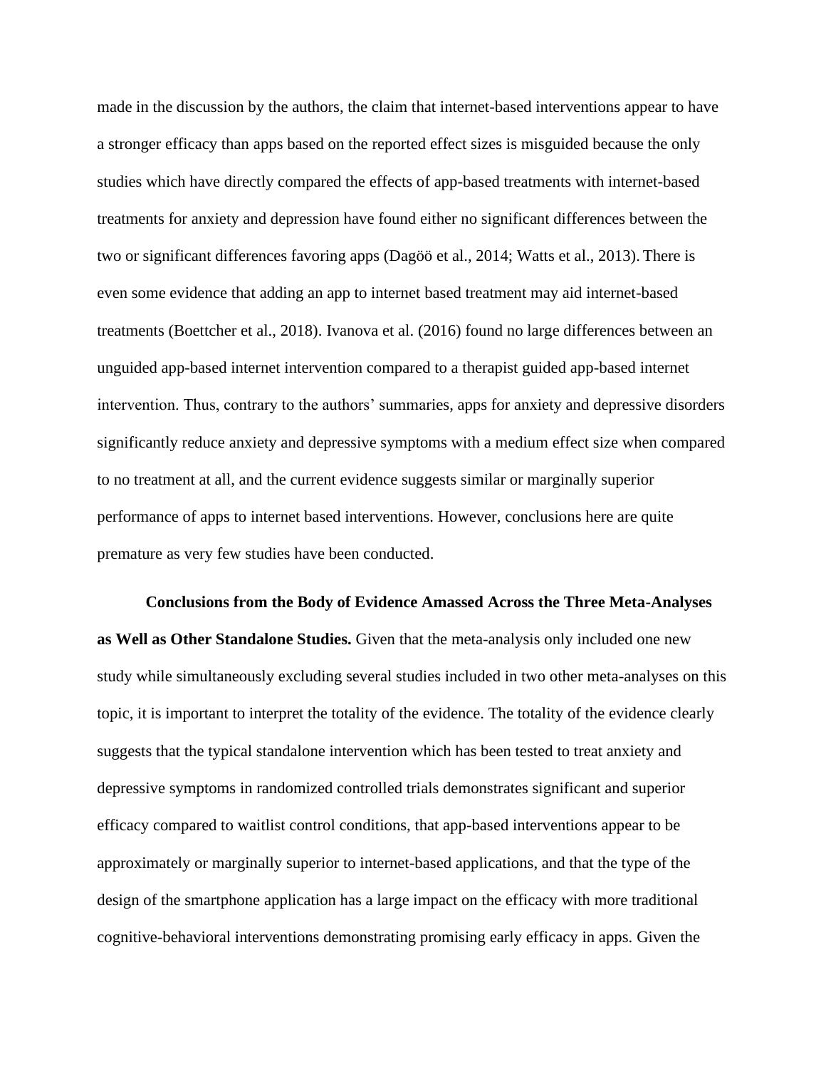made in the discussion by the authors, the claim that internet-based interventions appear to have a stronger efficacy than apps based on the reported effect sizes is misguided because the only studies which have directly compared the effects of app-based treatments with internet-based treatments for anxiety and depression have found either no significant differences between the two or significant differences favoring apps (Dagöö et al., 2014; Watts et al., 2013). There is even some evidence that adding an app to internet based treatment may aid internet-based treatments (Boettcher et al., 2018). Ivanova et al. (2016) found no large differences between an unguided app-based internet intervention compared to a therapist guided app-based internet intervention. Thus, contrary to the authors' summaries, apps for anxiety and depressive disorders significantly reduce anxiety and depressive symptoms with a medium effect size when compared to no treatment at all, and the current evidence suggests similar or marginally superior performance of apps to internet based interventions. However, conclusions here are quite premature as very few studies have been conducted.

**Conclusions from the Body of Evidence Amassed Across the Three Meta-Analyses as Well as Other Standalone Studies.** Given that the meta-analysis only included one new study while simultaneously excluding several studies included in two other meta-analyses on this topic, it is important to interpret the totality of the evidence. The totality of the evidence clearly suggests that the typical standalone intervention which has been tested to treat anxiety and depressive symptoms in randomized controlled trials demonstrates significant and superior efficacy compared to waitlist control conditions, that app-based interventions appear to be approximately or marginally superior to internet-based applications, and that the type of the design of the smartphone application has a large impact on the efficacy with more traditional cognitive-behavioral interventions demonstrating promising early efficacy in apps. Given the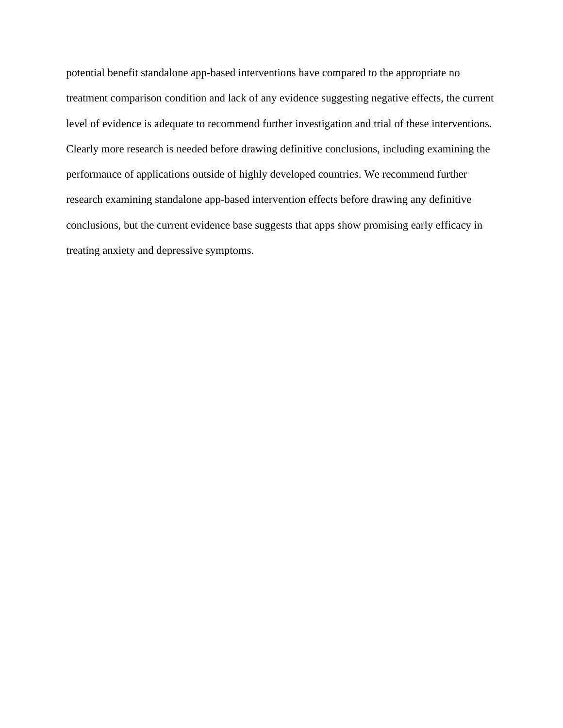potential benefit standalone app-based interventions have compared to the appropriate no treatment comparison condition and lack of any evidence suggesting negative effects, the current level of evidence is adequate to recommend further investigation and trial of these interventions. Clearly more research is needed before drawing definitive conclusions, including examining the performance of applications outside of highly developed countries. We recommend further research examining standalone app-based intervention effects before drawing any definitive conclusions, but the current evidence base suggests that apps show promising early efficacy in treating anxiety and depressive symptoms.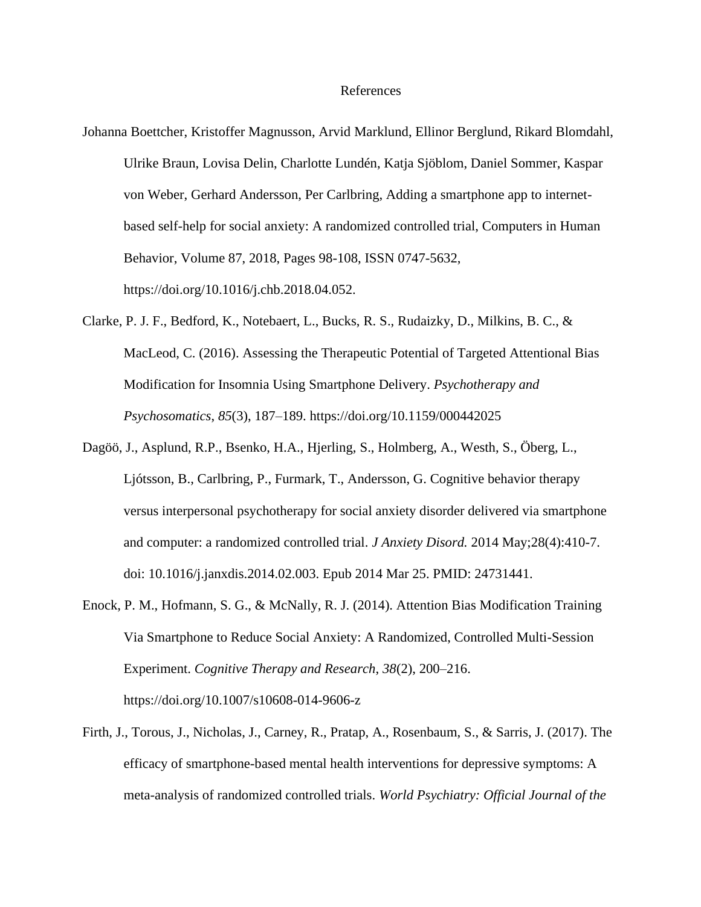# References

Johanna Boettcher, Kristoffer Magnusson, Arvid Marklund, Ellinor Berglund, Rikard Blomdahl, Ulrike Braun, Lovisa Delin, Charlotte Lundén, Katja Sjöblom, Daniel Sommer, Kaspar von Weber, Gerhard Andersson, Per Carlbring, Adding a smartphone app to internet-based self-help for social anxiety: A randomized controlled trial, Computers in Human Behavior, Volume 87, 2018, Pages 98-108, ISSN 0747-5632, https://doi.org/10.1016/j.chb.2018.04.052.

Clarke, P. J. F., Bedford, K., Notebaert, L., Bucks, R. S., Rudaizky, D., Milkins, B. C., & MacLeod, C. (2016). Assessing the Therapeutic Potential of Targeted Attentional Bias Modification for Insomnia Using Smartphone Delivery. *Psychotherapy and Psychosomatics*, *85*(3), 187–189. https://doi.org/10.1159/000442025

Dagöö, J., Asplund, R.P., Bsenko, H.A., Hjerling, S., Holmberg, A., Westh, S., Öberg, L., Ljótsson, B., Carlbring, P., Furmark, T., Andersson, G. Cognitive behavior therapy versus interpersonal psychotherapy for social anxiety disorder delivered via smartphone and computer: a randomized controlled trial. *J Anxiety Disord.* 2014 May;28(4):410-7. doi: 10.1016/j.janxdis.2014.02.003. Epub 2014 Mar 25. PMID: 24731441.

Enock, P. M., Hofmann, S. G., & McNally, R. J. (2014). Attention Bias Modification Training Via Smartphone to Reduce Social Anxiety: A Randomized, Controlled Multi-Session Experiment. *Cognitive Therapy and Research*, *38*(2), 200–216. https://doi.org/10.1007/s10608-014-9606-z

Firth, J., Torous, J., Nicholas, J., Carney, R., Pratap, A., Rosenbaum, S., & Sarris, J. (2017). The efficacy of smartphone-based mental health interventions for depressive symptoms: A meta-analysis of randomized controlled trials. *World Psychiatry: Official Journal of the*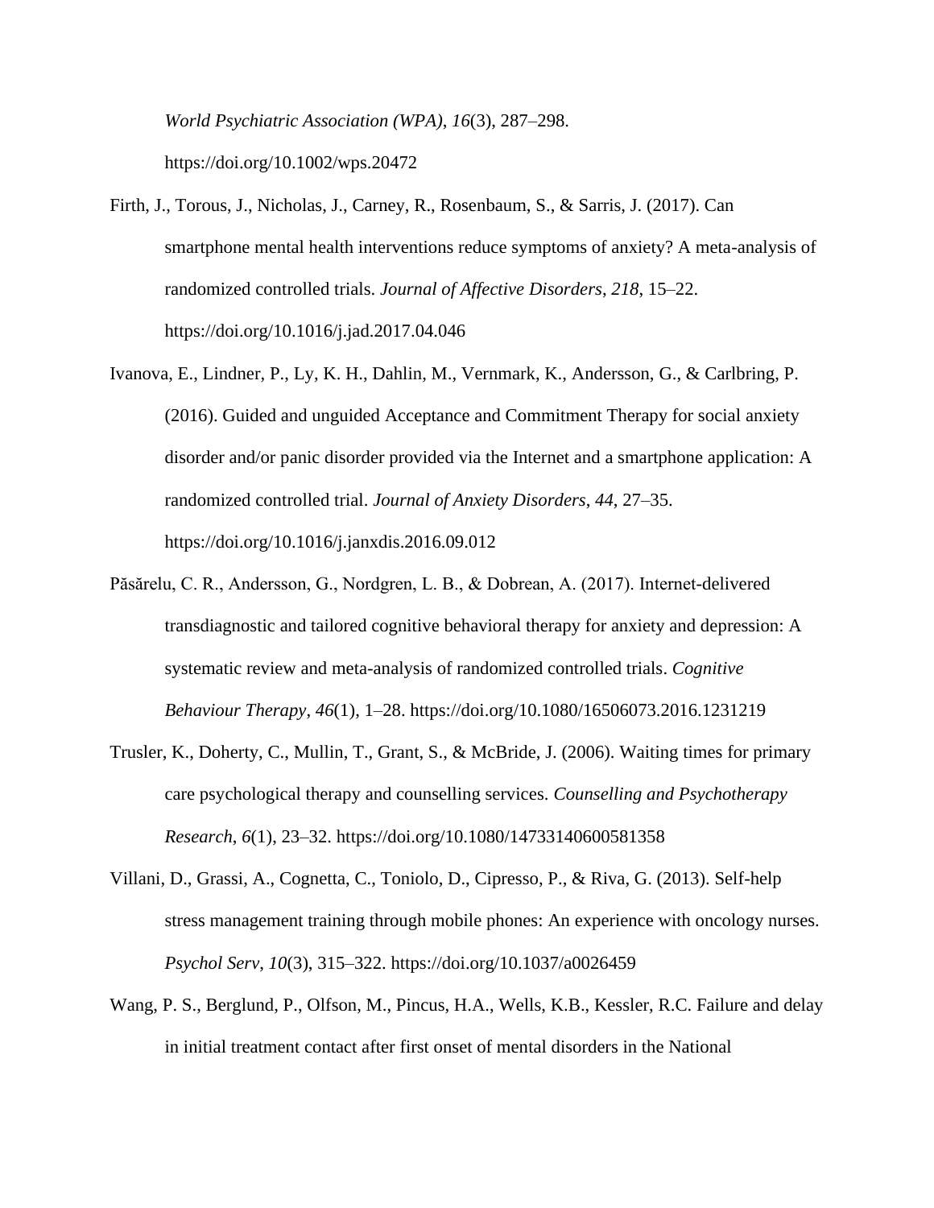*World Psychiatric Association (WPA)*, *16*(3), 287–298. https://doi.org/10.1002/wps.20472

Firth, J., Torous, J., Nicholas, J., Carney, R., Rosenbaum, S., & Sarris, J. (2017). Can smartphone mental health interventions reduce symptoms of anxiety? A meta-analysis of randomized controlled trials. *Journal of Affective Disorders*, *218*, 15–22. https://doi.org/10.1016/j.jad.2017.04.046

Ivanova, E., Lindner, P., Ly, K. H., Dahlin, M., Vernmark, K., Andersson, G., & Carlbring, P. (2016). Guided and unguided Acceptance and Commitment Therapy for social anxiety disorder and/or panic disorder provided via the Internet and a smartphone application: A randomized controlled trial. *Journal of Anxiety Disorders*, *44*, 27–35. https://doi.org/10.1016/j.janxdis.2016.09.012

Păsărelu, C. R., Andersson, G., Nordgren, L. B., & Dobrean, A. (2017). Internet-delivered transdiagnostic and tailored cognitive behavioral therapy for anxiety and depression: A systematic review and meta-analysis of randomized controlled trials. *Cognitive Behaviour Therapy*, *46*(1), 1–28. https://doi.org/10.1080/16506073.2016.1231219

Trusler, K., Doherty, C., Mullin, T., Grant, S., & McBride, J. (2006). Waiting times for primary care psychological therapy and counselling services. *Counselling and Psychotherapy Research*, *6*(1), 23–32. https://doi.org/10.1080/14733140600581358

Villani, D., Grassi, A., Cognetta, C., Toniolo, D., Cipresso, P., & Riva, G. (2013). Self-help stress management training through mobile phones: An experience with oncology nurses. *Psychol Serv*, *10*(3), 315–322. https://doi.org/10.1037/a0026459

Wang, P. S., Berglund, P., Olfson, M., Pincus, H.A., Wells, K.B., Kessler, R.C. Failure and delay in initial treatment contact after first onset of mental disorders in the National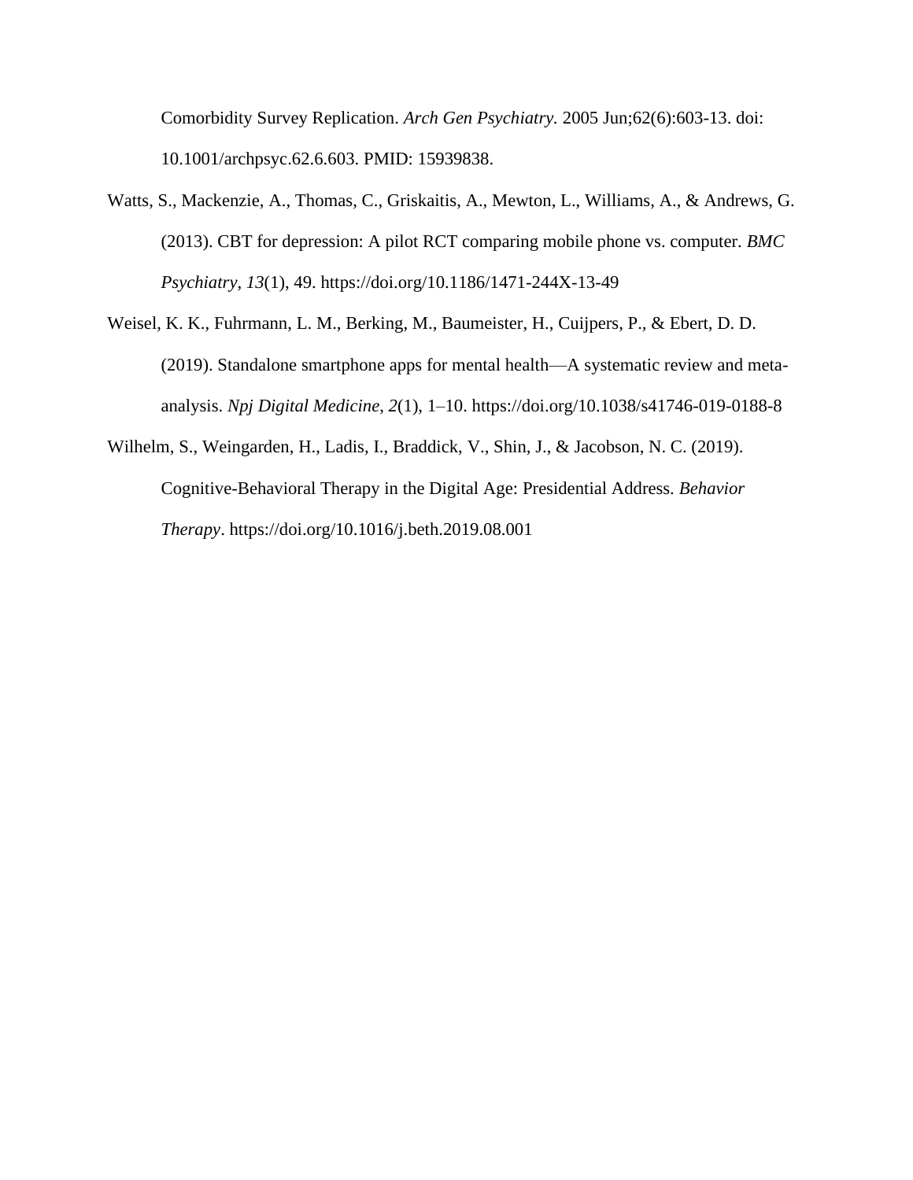Comorbidity Survey Replication. *Arch Gen Psychiatry.* 2005 Jun;62(6):603-13. doi: 10.1001/archpsyc.62.6.603. PMID: 15939838.

Watts, S., Mackenzie, A., Thomas, C., Griskaitis, A., Mewton, L., Williams, A., & Andrews, G. (2013). CBT for depression: A pilot RCT comparing mobile phone vs. computer. *BMC Psychiatry*, *13*(1), 49. https://doi.org/10.1186/1471-244X-13-49

Weisel, K. K., Fuhrmann, L. M., Berking, M., Baumeister, H., Cuijpers, P., & Ebert, D. D. (2019). Standalone smartphone apps for mental health—A systematic review and meta-analysis. *Npj Digital Medicine*, *2*(1), 1–10. https://doi.org/10.1038/s41746-019-0188-8

Wilhelm, S., Weingarden, H., Ladis, I., Braddick, V., Shin, J., & Jacobson, N. C. (2019). Cognitive-Behavioral Therapy in the Digital Age: Presidential Address. *Behavior Therapy*. https://doi.org/10.1016/j.beth.2019.08.001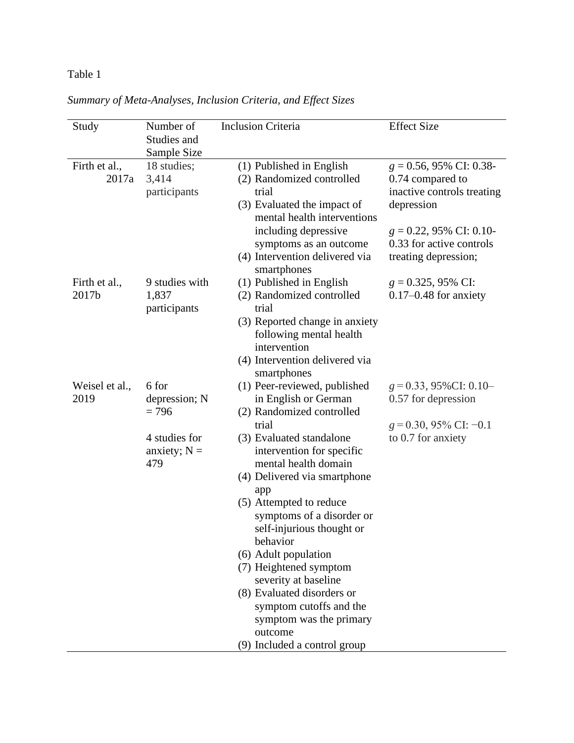Table 1

*Summary of Meta-Analyses, Inclusion Criteria, and Effect Sizes*

| Study | Number of Studies and Sample Size | Inclusion Criteria | Effect Size |
|---|---|---|---|
| Firth et al., 2017a | 18 studies; 3,414 participants | (1) Published in English<br>(2) Randomized controlled trial<br>(3) Evaluated the impact of mental health interventions including depressive symptoms as an outcome<br>(4) Intervention delivered via smartphones | $g$ = 0.56, 95% CI: 0.38-0.74 compared to inactive controls treating depression<br><br>$g$ = 0.22, 95% CI: 0.10-0.33 for active controls treating depression; |
| Firth et al., 2017b | 9 studies with 1,837 participants | (1) Published in English<br>(2) Randomized controlled trial<br>(3) Reported change in anxiety following mental health intervention<br>(4) Intervention delivered via smartphones | $g$ = 0.325, 95% CI: 0.17–0.48 for anxiety |
| Weisel et al., 2019 | 6 for depression; N = 796<br><br>4 studies for anxiety; N = 479 | (1) Peer-reviewed, published in English or German<br>(2) Randomized controlled trial<br>(3) Evaluated standalone intervention for specific mental health domain<br>(4) Delivered via smartphone app<br>(5) Attempted to reduce symptoms of a disorder or self-injurious thought or behavior<br>(6) Adult population<br>(7) Heightened symptom severity at baseline<br>(8) Evaluated disorders or symptom cutoffs and the symptom was the primary outcome<br>(9) Included a control group | $g$ = 0.33, 95%CI: 0.10–0.57 for depression<br><br>$g$ = 0.30, 95% CI: −0.1 to 0.7 for anxiety |